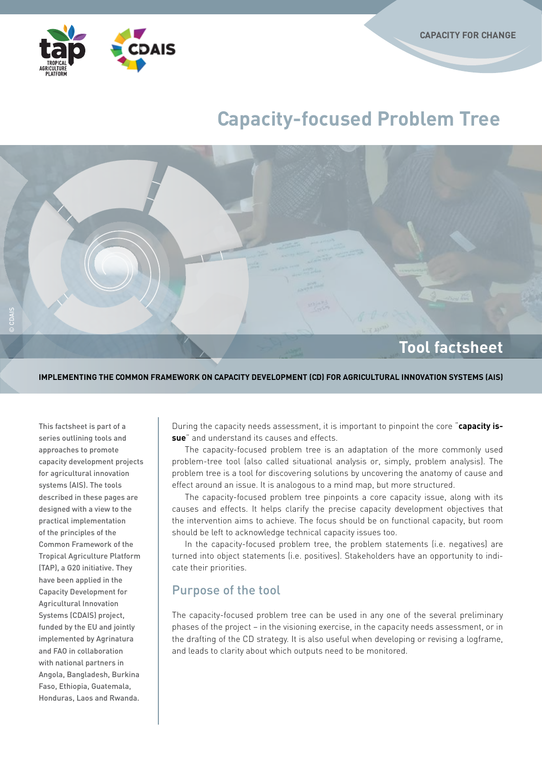CAPACITY FOR CHANGE

# Capacity-focused Problem Tree

## Tool factsheet

**IMPLEMENTING THE COMMON FRAMEWORK ON CAPACITY DEVELOPMENT (CD) FOR AGRICULTURAL INNOVATION SYSTEMS (AIS)**

This factsheet is part of a series outlining tools and approaches to promote capacity development projects for agricultural innovation systems (AIS). The tools described in these pages are designed with a view to the practical implementation of the principles of the Common Framework of the Tropical Agriculture Platform (TAP), a G20 initiative. They have been applied in the Capacity Development for Agricultural Innovation Systems (CDAIS) project, funded by the EU and jointly implemented by Agrinatura and FAO in collaboration with national partners in Angola, Bangladesh, Burkina Faso, Ethiopia, Guatemala, Honduras, Laos and Rwanda.

During the capacity needs assessment, it is important to pinpoint the core "**capacity issue**" and understand its causes and effects.

The capacity-focused problem tree is an adaptation of the more commonly used problem-tree tool (also called situational analysis or, simply, problem analysis). The problem tree is a tool for discovering solutions by uncovering the anatomy of cause and effect around an issue. It is analogous to a mind map, but more structured.

The capacity-focused problem tree pinpoints a core capacity issue, along with its causes and effects. It helps clarify the precise capacity development objectives that the intervention aims to achieve. The focus should be on functional capacity, but room should be left to acknowledge technical capacity issues too.

In the capacity-focused problem tree, the problem statements (i.e. negatives) are turned into object statements (i.e. positives). Stakeholders have an opportunity to indicate their priorities.

## Purpose of the tool

The capacity-focused problem tree can be used in any one of the several preliminary phases of the project – in the visioning exercise, in the capacity needs assessment, or in the drafting of the CD strategy. It is also useful when developing or revising a logframe, and leads to clarity about which outputs need to be monitored.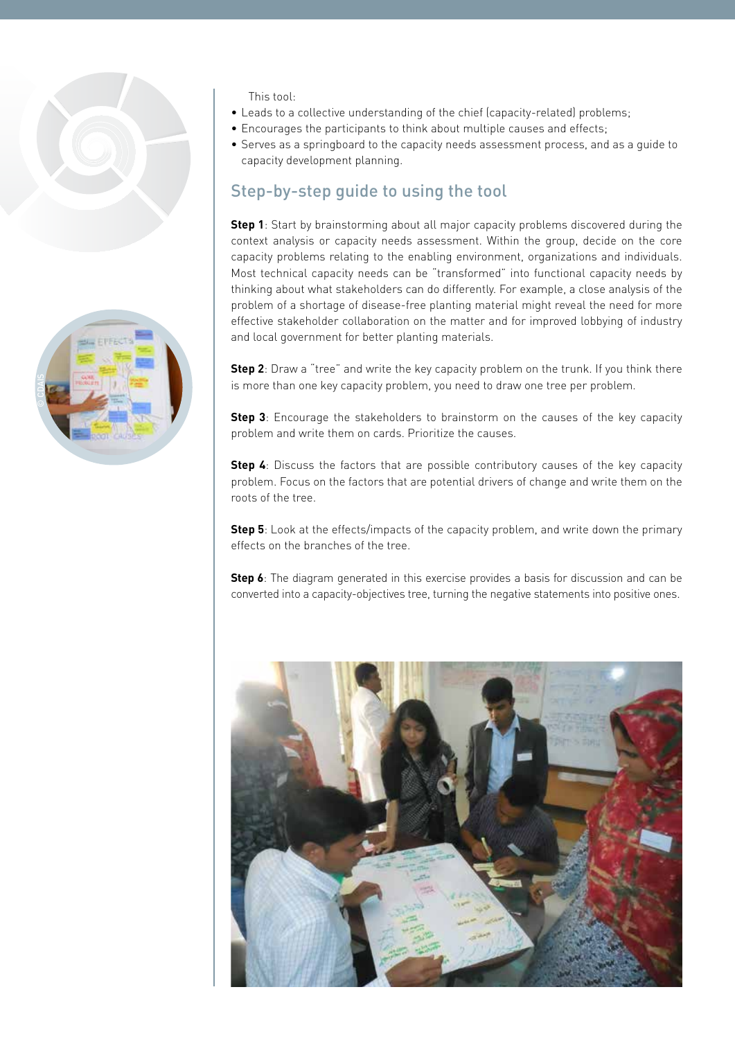This tool:

- Leads to a collective understanding of the chief (capacity-related) problems;
- Encourages the participants to think about multiple causes and effects;
- Serves as a springboard to the capacity needs assessment process, and as a guide to capacity development planning.

## Step-by-step guide to using the tool

**Step 1**: Start by brainstorming about all major capacity problems discovered during the context analysis or capacity needs assessment. Within the group, decide on the core capacity problems relating to the enabling environment, organizations and individuals. Most technical capacity needs can be "transformed" into functional capacity needs by thinking about what stakeholders can do differently. For example, a close analysis of the problem of a shortage of disease-free planting material might reveal the need for more effective stakeholder collaboration on the matter and for improved lobbying of industry and local government for better planting materials.

**Step 2**: Draw a "tree" and write the key capacity problem on the trunk. If you think there is more than one key capacity problem, you need to draw one tree per problem.

**Step 3**: Encourage the stakeholders to brainstorm on the causes of the key capacity problem and write them on cards. Prioritize the causes.

**Step 4**: Discuss the factors that are possible contributory causes of the key capacity problem. Focus on the factors that are potential drivers of change and write them on the roots of the tree.

**Step 5**: Look at the effects/impacts of the capacity problem, and write down the primary effects on the branches of the tree.

**Step 6**: The diagram generated in this exercise provides a basis for discussion and can be converted into a capacity-objectives tree, turning the negative statements into positive ones.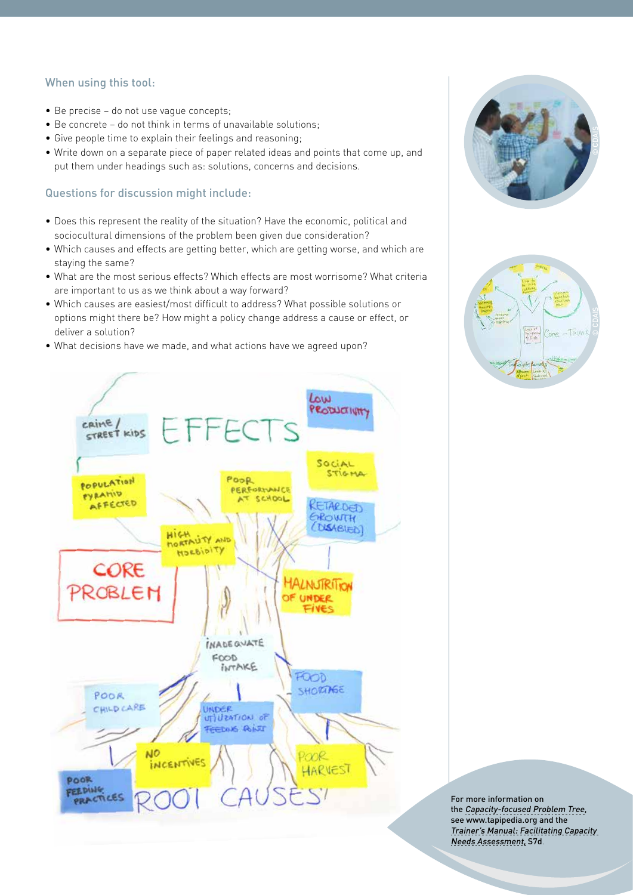### When using this tool:

- Be precise – do not use vague concepts;
- Be concrete – do not think in terms of unavailable solutions;
- Give people time to explain their feelings and reasoning;
- Write down on a separate piece of paper related ideas and points that come up, and put them under headings such as: solutions, concerns and decisions.

### Questions for discussion might include:

- Does this represent the reality of the situation? Have the economic, political and sociocultural dimensions of the problem been given due consideration?
- Which causes and effects are getting better, which are getting worse, and which are staying the same?
- What are the most serious effects? Which effects are most worrisome? What criteria are important to us as we think about a way forward?
- Which causes are easiest/most difficult to address? What possible solutions or options might there be? How might a policy change address a cause or effect, or deliver a solution?
- What decisions have we made, and what actions have we agreed upon?

For more information on the *Capacity-focused Problem Tree*, see www.tapipedia.org and the *Trainer's Manual: Facilitating Capacity Needs Assessment*, S7d.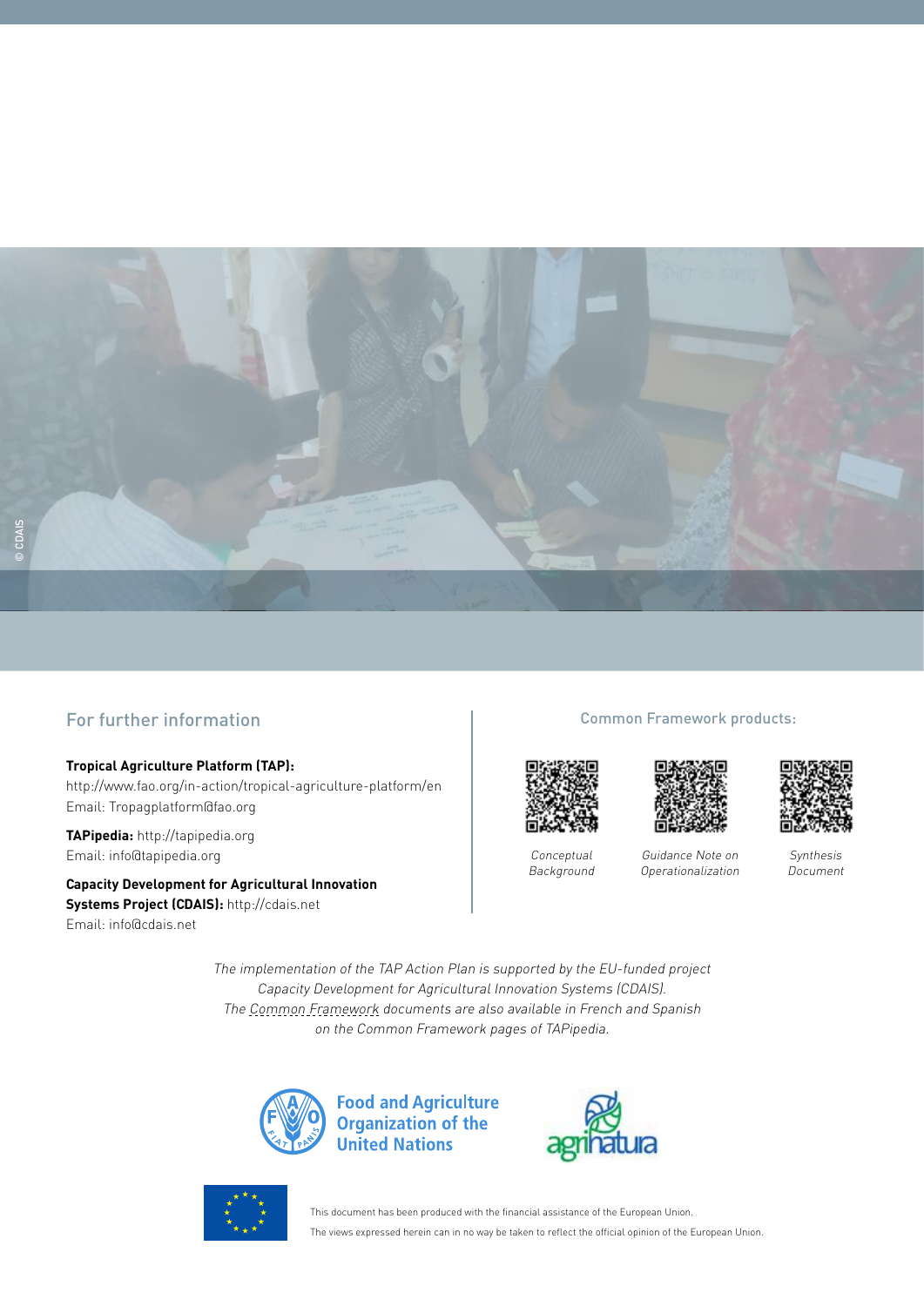© CDAIS

## For further information

**Tropical Agriculture Platform (TAP):**
http://www.fao.org/in-action/tropical-agriculture-platform/en
Email: Tropagplatform@fao.org

**TAPipedia:** http://tapipedia.org
Email: info@tapipedia.org

**Capacity Development for Agricultural Innovation Systems Project (CDAIS):** http://cdais.net
Email: info@cdais.net

## Common Framework products:

*Conceptual Background*

*Guidance Note on Operationalization*

*Synthesis Document*

*The implementation of the TAP Action Plan is supported by the EU-funded project Capacity Development for Agricultural Innovation Systems (CDAIS). The Common Framework documents are also available in French and Spanish on the Common Framework pages of TAPipedia.*

Food and Agriculture Organization of the United Nations

agrinatura

This document has been produced with the financial assistance of the European Union.
The views expressed herein can in no way be taken to reflect the official opinion of the European Union.